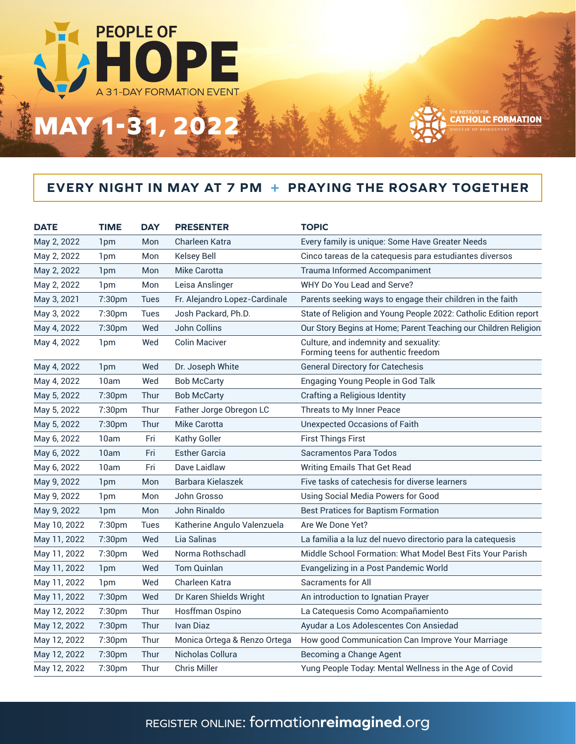# PEOPLE OF HOPE

A 31-DAY FORMATION EVENT

## MAY 1-31, 2022

THE INSTITUTE FOR **CATHOLIC FORMATION** DIOCESE OF BRIDGEPORT

**EVERY NIGHT IN MAY AT 7 PM + PRAYING THE ROSARY TOGETHER**

| DATE | TIME | DAY | PRESENTER | TOPIC |
|---|---|---|---|---|
| May 2, 2022 | 1pm | Mon | Charleen Katra | Every family is unique: Some Have Greater Needs |
| May 2, 2022 | 1pm | Mon | Kelsey Bell | Cinco tareas de la catequesis para estudiantes diversos |
| May 2, 2022 | 1pm | Mon | Mike Carotta | Trauma Informed Accompaniment |
| May 2, 2022 | 1pm | Mon | Leisa Anslinger | WHY Do You Lead and Serve? |
| May 3, 2021 | 7:30pm | Tues | Fr. Alejandro Lopez-Cardinale | Parents seeking ways to engage their children in the faith |
| May 3, 2022 | 7:30pm | Tues | Josh Packard, Ph.D. | State of Religion and Young People 2022: Catholic Edition report |
| May 4, 2022 | 7:30pm | Wed | John Collins | Our Story Begins at Home; Parent Teaching our Children Religion |
| May 4, 2022 | 1pm | Wed | Colin Maciver | Culture, and indemnity and sexuality: Forming teens for authentic freedom |
| May 4, 2022 | 1pm | Wed | Dr. Joseph White | General Directory for Catechesis |
| May 4, 2022 | 10am | Wed | Bob McCarty | Engaging Young People in God Talk |
| May 5, 2022 | 7:30pm | Thur | Bob McCarty | Crafting a Religious Identity |
| May 5, 2022 | 7:30pm | Thur | Father Jorge Obregon LC | Threats to My Inner Peace |
| May 5, 2022 | 7:30pm | Thur | Mike Carotta | Unexpected Occasions of Faith |
| May 6, 2022 | 10am | Fri | Kathy Goller | First Things First |
| May 6, 2022 | 10am | Fri | Esther Garcia | Sacramentos Para Todos |
| May 6, 2022 | 10am | Fri | Dave Laidlaw | Writing Emails That Get Read |
| May 9, 2022 | 1pm | Mon | Barbara Kielaszek | Five tasks of catechesis for diverse learners |
| May 9, 2022 | 1pm | Mon | John Grosso | Using Social Media Powers for Good |
| May 9, 2022 | 1pm | Mon | John Rinaldo | Best Pratices for Baptism Formation |
| May 10, 2022 | 7:30pm | Tues | Katherine Angulo Valenzuela | Are We Done Yet? |
| May 11, 2022 | 7:30pm | Wed | Lia Salinas | La familia a la luz del nuevo directorio para la catequesis |
| May 11, 2022 | 7:30pm | Wed | Norma Rothschadl | Middle School Formation: What Model Best Fits Your Parish |
| May 11, 2022 | 1pm | Wed | Tom Quinlan | Evangelizing in a Post Pandemic World |
| May 11, 2022 | 1pm | Wed | Charleen Katra | Sacraments for All |
| May 11, 2022 | 7:30pm | Wed | Dr Karen Shields Wright | An introduction to Ignatian Prayer |
| May 12, 2022 | 7:30pm | Thur | Hosffman Ospino | La Catequesis Como Acompañamiento |
| May 12, 2022 | 7:30pm | Thur | Ivan Diaz | Ayudar a Los Adolescentes Con Ansiedad |
| May 12, 2022 | 7:30pm | Thur | Monica Ortega & Renzo Ortega | How good Communication Can Improve Your Marriage |
| May 12, 2022 | 7:30pm | Thur | Nicholas Collura | Becoming a Change Agent |
| May 12, 2022 | 7:30pm | Thur | Chris Miller | Yung People Today: Mental Wellness in the Age of Covid |

REGISTER ONLINE: formation**reimagined**.org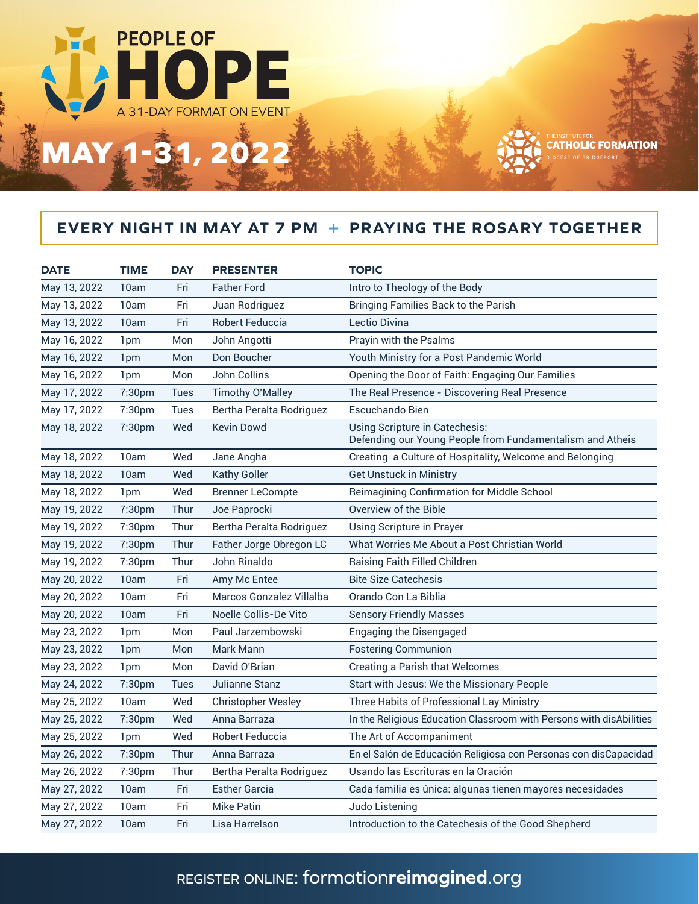# PEOPLE OF HOPE

A 31-DAY FORMATION EVENT

## MAY 1-31, 2022

THE INSTITUTE FOR CATHOLIC FORMATION
DIOCESE OF BRIDGEPORT

**EVERY NIGHT IN MAY AT 7 PM + PRAYING THE ROSARY TOGETHER**

| DATE | TIME | DAY | PRESENTER | TOPIC |
|---|---|---|---|---|
| May 13, 2022 | 10am | Fri | Father Ford | Intro to Theology of the Body |
| May 13, 2022 | 10am | Fri | Juan Rodriguez | Bringing Families Back to the Parish |
| May 13, 2022 | 10am | Fri | Robert Feduccia | Lectio Divina |
| May 16, 2022 | 1pm | Mon | John Angotti | Prayin with the Psalms |
| May 16, 2022 | 1pm | Mon | Don Boucher | Youth Ministry for a Post Pandemic World |
| May 16, 2022 | 1pm | Mon | John Collins | Opening the Door of Faith: Engaging Our Families |
| May 17, 2022 | 7:30pm | Tues | Timothy O'Malley | The Real Presence - Discovering Real Presence |
| May 17, 2022 | 7:30pm | Tues | Bertha Peralta Rodriguez | Escuchando Bien |
| May 18, 2022 | 7:30pm | Wed | Kevin Dowd | Using Scripture in Catechesis: Defending our Young People from Fundamentalism and Atheis |
| May 18, 2022 | 10am | Wed | Jane Angha | Creating a Culture of Hospitality, Welcome and Belonging |
| May 18, 2022 | 10am | Wed | Kathy Goller | Get Unstuck in Ministry |
| May 18, 2022 | 1pm | Wed | Brenner LeCompte | Reimagining Confirmation for Middle School |
| May 19, 2022 | 7:30pm | Thur | Joe Paprocki | Overview of the Bible |
| May 19, 2022 | 7:30pm | Thur | Bertha Peralta Rodriguez | Using Scripture in Prayer |
| May 19, 2022 | 7:30pm | Thur | Father Jorge Obregon LC | What Worries Me About a Post Christian World |
| May 19, 2022 | 7:30pm | Thur | John Rinaldo | Raising Faith Filled Children |
| May 20, 2022 | 10am | Fri | Amy Mc Entee | Bite Size Catechesis |
| May 20, 2022 | 10am | Fri | Marcos Gonzalez Villalba | Orando Con La Biblia |
| May 20, 2022 | 10am | Fri | Noelle Collis-De Vito | Sensory Friendly Masses |
| May 23, 2022 | 1pm | Mon | Paul Jarzembowski | Engaging the Disengaged |
| May 23, 2022 | 1pm | Mon | Mark Mann | Fostering Communion |
| May 23, 2022 | 1pm | Mon | David O'Brian | Creating a Parish that Welcomes |
| May 24, 2022 | 7:30pm | Tues | Julianne Stanz | Start with Jesus: We the Missionary People |
| May 25, 2022 | 10am | Wed | Christopher Wesley | Three Habits of Professional Lay Ministry |
| May 25, 2022 | 7:30pm | Wed | Anna Barraza | In the Religious Education Classroom with Persons with disAbilities |
| May 25, 2022 | 1pm | Wed | Robert Feduccia | The Art of Accompaniment |
| May 26, 2022 | 7:30pm | Thur | Anna Barraza | En el Salón de Educación Religiosa con Personas con disCapacidad |
| May 26, 2022 | 7:30pm | Thur | Bertha Peralta Rodriguez | Usando las Escrituras en la Oración |
| May 27, 2022 | 10am | Fri | Esther Garcia | Cada familia es única: algunas tienen mayores necesidades |
| May 27, 2022 | 10am | Fri | Mike Patin | Judo Listening |
| May 27, 2022 | 10am | Fri | Lisa Harrelson | Introduction to the Catechesis of the Good Shepherd |

REGISTER ONLINE: formation**reimagined**.org